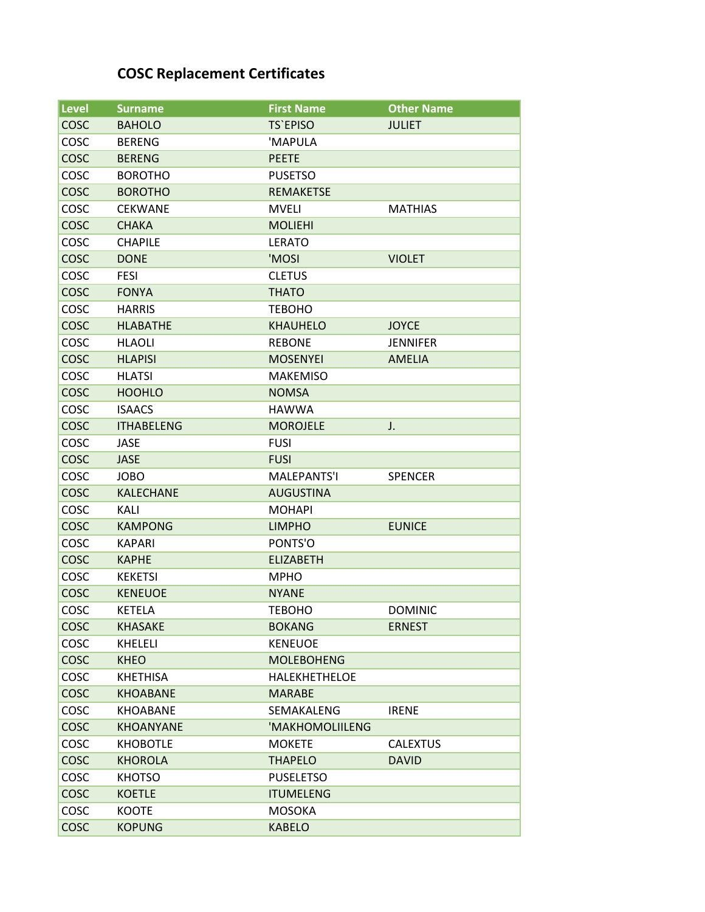# COSC Replacement Certificates

| Level | Surname | First Name | Other Name |
|---|---|---|---|
| COSC | BAHOLO | TS`EPISO | JULIET |
| COSC | BERENG | 'MAPULA | |
| COSC | BERENG | PEETE | |
| COSC | BOROTHO | PUSETSO | |
| COSC | BOROTHO | REMAKETSE | |
| COSC | CEKWANE | MVELI | MATHIAS |
| COSC | CHAKA | MOLIEHI | |
| COSC | CHAPILE | LERATO | |
| COSC | DONE | 'MOSI | VIOLET |
| COSC | FESI | CLETUS | |
| COSC | FONYA | THATO | |
| COSC | HARRIS | TEBOHO | |
| COSC | HLABATHE | KHAUHELO | JOYCE |
| COSC | HLAOLI | REBONE | JENNIFER |
| COSC | HLAPISI | MOSENYEI | AMELIA |
| COSC | HLATSI | MAKEMISO | |
| COSC | HOOHLO | NOMSA | |
| COSC | ISAACS | HAWWA | |
| COSC | ITHABELENG | MOROJELE | J. |
| COSC | JASE | FUSI | |
| COSC | JASE | FUSI | |
| COSC | JOBO | MALEPANTS'I | SPENCER |
| COSC | KALECHANE | AUGUSTINA | |
| COSC | KALI | MOHAPI | |
| COSC | KAMPONG | LIMPHO | EUNICE |
| COSC | KAPARI | PONTS'O | |
| COSC | KAPHE | ELIZABETH | |
| COSC | KEKETSI | MPHO | |
| COSC | KENEUOE | NYANE | |
| COSC | KETELA | TEBOHO | DOMINIC |
| COSC | KHASAKE | BOKANG | ERNEST |
| COSC | KHELELI | KENEUOE | |
| COSC | KHEO | MOLEBOHENG | |
| COSC | KHETHISA | HALEKHETHELOE | |
| COSC | KHOABANE | MARABE | |
| COSC | KHOABANE | SEMAKALENG | IRENE |
| COSC | KHOANYANE | 'MAKHOMOLIILENG | |
| COSC | KHOBOTLE | MOKETE | CALEXTUS |
| COSC | KHOROLA | THAPELO | DAVID |
| COSC | KHOTSO | PUSELETSO | |
| COSC | KOETLE | ITUMELENG | |
| COSC | KOOTE | MOSOKA | |
| COSC | KOPUNG | KABELO | |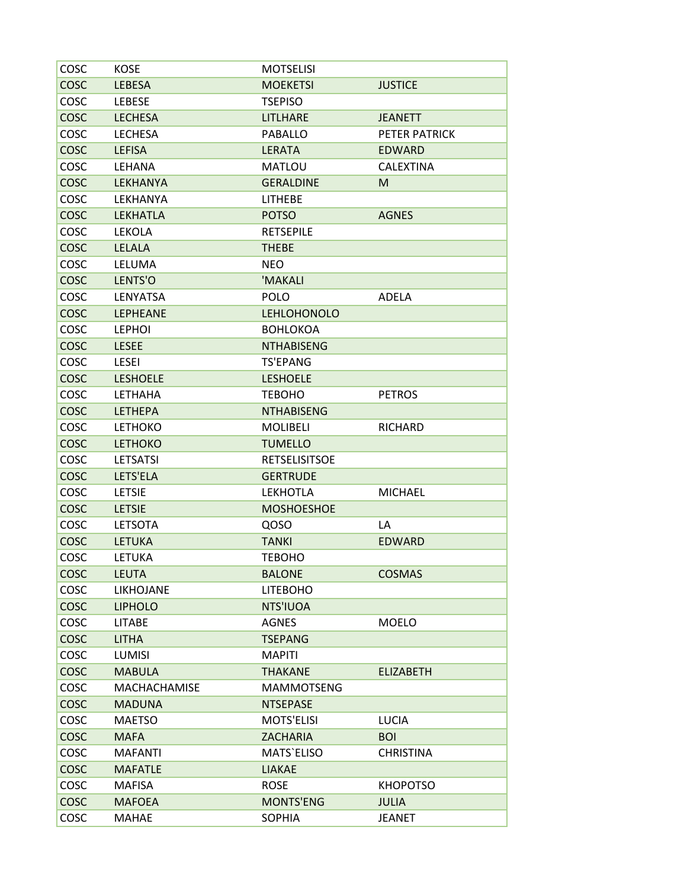| COSC | KOSE | MOTSELISI | |
|---|---|---|---|
| COSC | LEBESA | MOEKETSI | JUSTICE |
| COSC | LEBESE | TSEPISO | |
| COSC | LECHESA | LITLHARE | JEANETT |
| COSC | LECHESA | PABALLO | PETER PATRICK |
| COSC | LEFISA | LERATA | EDWARD |
| COSC | LEHANA | MATLOU | CALEXTINA |
| COSC | LEKHANYA | GERALDINE | M |
| COSC | LEKHANYA | LITHEBE | |
| COSC | LEKHATLA | POTSO | AGNES |
| COSC | LEKOLA | RETSEPILE | |
| COSC | LELALA | THEBE | |
| COSC | LELUMA | NEO | |
| COSC | LENTS'O | 'MAKALI | |
| COSC | LENYATSA | POLO | ADELA |
| COSC | LEPHEANE | LEHLOHONOLO | |
| COSC | LEPHOI | BOHLOKOA | |
| COSC | LESEE | NTHABISENG | |
| COSC | LESEI | TS'EPANG | |
| COSC | LESHOELE | LESHOELE | |
| COSC | LETHAHA | TEBOHO | PETROS |
| COSC | LETHEPA | NTHABISENG | |
| COSC | LETHOKO | MOLIBELI | RICHARD |
| COSC | LETHOKO | TUMELLO | |
| COSC | LETSATSI | RETSELISITSOE | |
| COSC | LETS'ELA | GERTRUDE | |
| COSC | LETSIE | LEKHOTLA | MICHAEL |
| COSC | LETSIE | MOSHOESHOE | |
| COSC | LETSOTA | QOSO | LA |
| COSC | LETUKA | TANKI | EDWARD |
| COSC | LETUKA | TEBOHO | |
| COSC | LEUTA | BALONE | COSMAS |
| COSC | LIKHOJANE | LITEBOHO | |
| COSC | LIPHOLO | NTS'IUOA | |
| COSC | LITABE | AGNES | MOELO |
| COSC | LITHA | TSEPANG | |
| COSC | LUMISI | MAPITI | |
| COSC | MABULA | THAKANE | ELIZABETH |
| COSC | MACHACHAMISE | MAMMOTSENG | |
| COSC | MADUNA | NTSEPASE | |
| COSC | MAETSO | MOTS'ELISI | LUCIA |
| COSC | MAFA | ZACHARIA | BOI |
| COSC | MAFANTI | MATS`ELISO | CHRISTINA |
| COSC | MAFATLE | LIAKAE | |
| COSC | MAFISA | ROSE | KHOPOTSO |
| COSC | MAFOEA | MONTS'ENG | JULIA |
| COSC | MAHAE | SOPHIA | JEANET |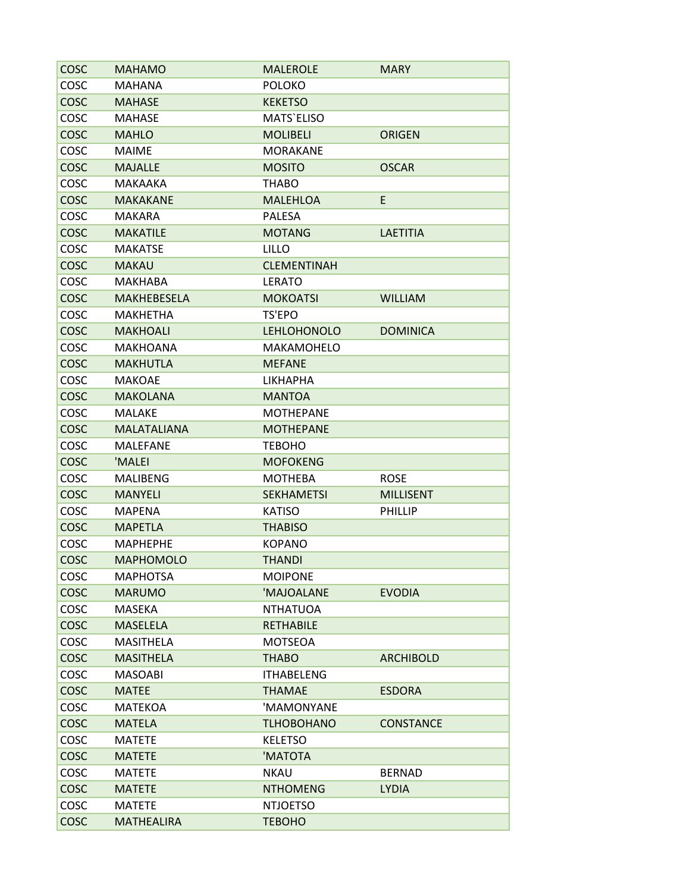| | | | |
|---|---|---|---|
| COSC | MAHAMO | MALEROLE | MARY |
| COSC | MAHANA | POLOKO | |
| COSC | MAHASE | KEKETSO | |
| COSC | MAHASE | MATS`ELISO | |
| COSC | MAHLO | MOLIBELI | ORIGEN |
| COSC | MAIME | MORAKANE | |
| COSC | MAJALLE | MOSITO | OSCAR |
| COSC | MAKAAKA | THABO | |
| COSC | MAKAKANE | MALEHLOA | E |
| COSC | MAKARA | PALESA | |
| COSC | MAKATILE | MOTANG | LAETITIA |
| COSC | MAKATSE | LILLO | |
| COSC | MAKAU | CLEMENTINAH | |
| COSC | MAKHABA | LERATO | |
| COSC | MAKHEBESELA | MOKOATSI | WILLIAM |
| COSC | MAKHETHA | TS'EPO | |
| COSC | MAKHOALI | LEHLOHONOLO | DOMINICA |
| COSC | MAKHOANA | MAKAMOHELO | |
| COSC | MAKHUTLA | MEFANE | |
| COSC | MAKOAE | LIKHAPHA | |
| COSC | MAKOLANA | MANTOA | |
| COSC | MALAKE | MOTHEPANE | |
| COSC | MALATALIANA | MOTHEPANE | |
| COSC | MALEFANE | TEBOHO | |
| COSC | 'MALEI | MOFOKENG | |
| COSC | MALIBENG | MOTHEBA | ROSE |
| COSC | MANYELI | SEKHAMETSI | MILLISENT |
| COSC | MAPENA | KATISO | PHILLIP |
| COSC | MAPETLA | THABISO | |
| COSC | MAPHEPHE | KOPANO | |
| COSC | MAPHOMOLO | THANDI | |
| COSC | MAPHOTSA | MOIPONE | |
| COSC | MARUMO | 'MAJOALANE | EVODIA |
| COSC | MASEKA | NTHATUOA | |
| COSC | MASELELA | RETHABILE | |
| COSC | MASITHELA | MOTSEOA | |
| COSC | MASITHELA | THABO | ARCHIBOLD |
| COSC | MASOABI | ITHABELENG | |
| COSC | MATEE | THAMAE | ESDORA |
| COSC | MATEKOA | 'MAMONYANE | |
| COSC | MATELA | TLHOBOHANO | CONSTANCE |
| COSC | MATETE | KELETSO | |
| COSC | MATETE | 'MATOTA | |
| COSC | MATETE | NKAU | BERNAD |
| COSC | MATETE | NTHOMENG | LYDIA |
| COSC | MATETE | NTJOETSO | |
| COSC | MATHEALIRA | TEBOHO | |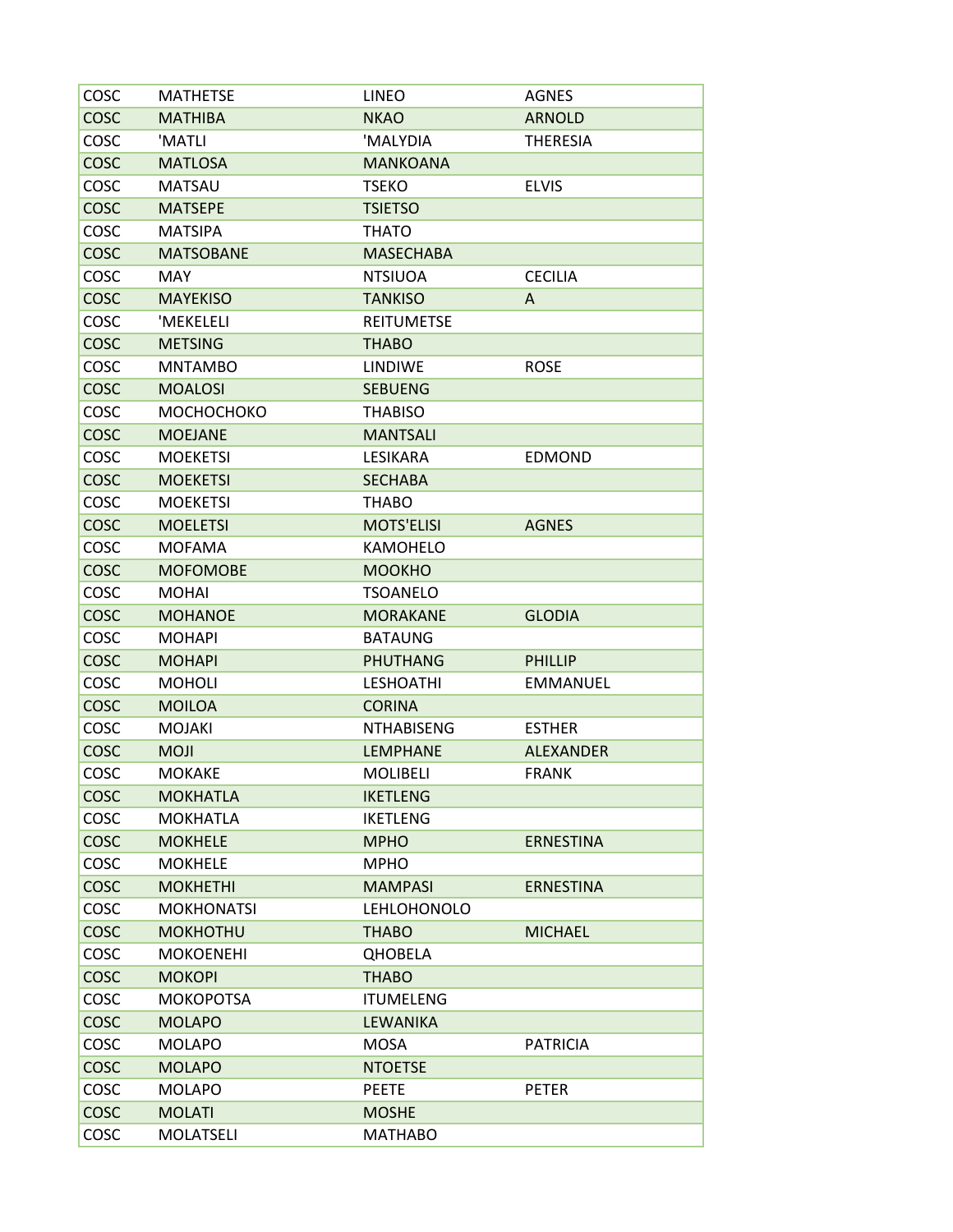| COSC | MATHETSE | LINEO | AGNES |
|---|---|---|---|
| COSC | MATHIBA | NKAO | ARNOLD |
| COSC | 'MATLI | 'MALYDIA | THERESIA |
| COSC | MATLOSA | MANKOANA | |
| COSC | MATSAU | TSEKO | ELVIS |
| COSC | MATSEPE | TSIETSO | |
| COSC | MATSIPA | THATO | |
| COSC | MATSOBANE | MASECHABA | |
| COSC | MAY | NTSIUOA | CECILIA |
| COSC | MAYEKISO | TANKISO | A |
| COSC | 'MEKELELI | REITUMETSE | |
| COSC | METSING | THABO | |
| COSC | MNTAMBO | LINDIWE | ROSE |
| COSC | MOALOSI | SEBUENG | |
| COSC | MOCHOCHOKO | THABISO | |
| COSC | MOEJANE | MANTSALI | |
| COSC | MOEKETSI | LESIKARA | EDMOND |
| COSC | MOEKETSI | SECHABA | |
| COSC | MOEKETSI | THABO | |
| COSC | MOELETSI | MOTS'ELISI | AGNES |
| COSC | MOFAMA | KAMOHELO | |
| COSC | MOFOMOBE | MOOKHO | |
| COSC | MOHAI | TSOANELO | |
| COSC | MOHANOE | MORAKANE | GLODIA |
| COSC | MOHAPI | BATAUNG | |
| COSC | MOHAPI | PHUTHANG | PHILLIP |
| COSC | MOHOLI | LESHOATHI | EMMANUEL |
| COSC | MOILOA | CORINA | |
| COSC | MOJAKI | NTHABISENG | ESTHER |
| COSC | MOJI | LEMPHANE | ALEXANDER |
| COSC | MOKAKE | MOLIBELI | FRANK |
| COSC | MOKHATLA | IKETLENG | |
| COSC | MOKHATLA | IKETLENG | |
| COSC | MOKHELE | MPHO | ERNESTINA |
| COSC | MOKHELE | MPHO | |
| COSC | MOKHETHI | MAMPASI | ERNESTINA |
| COSC | MOKHONATSI | LEHLOHONOLO | |
| COSC | MOKHOTHU | THABO | MICHAEL |
| COSC | MOKOENEHI | QHOBELA | |
| COSC | MOKOPI | THABO | |
| COSC | MOKOPOTSA | ITUMELENG | |
| COSC | MOLAPO | LEWANIKA | |
| COSC | MOLAPO | MOSA | PATRICIA |
| COSC | MOLAPO | NTOETSE | |
| COSC | MOLAPO | PEETE | PETER |
| COSC | MOLATI | MOSHE | |
| COSC | MOLATSELI | MATHABO | |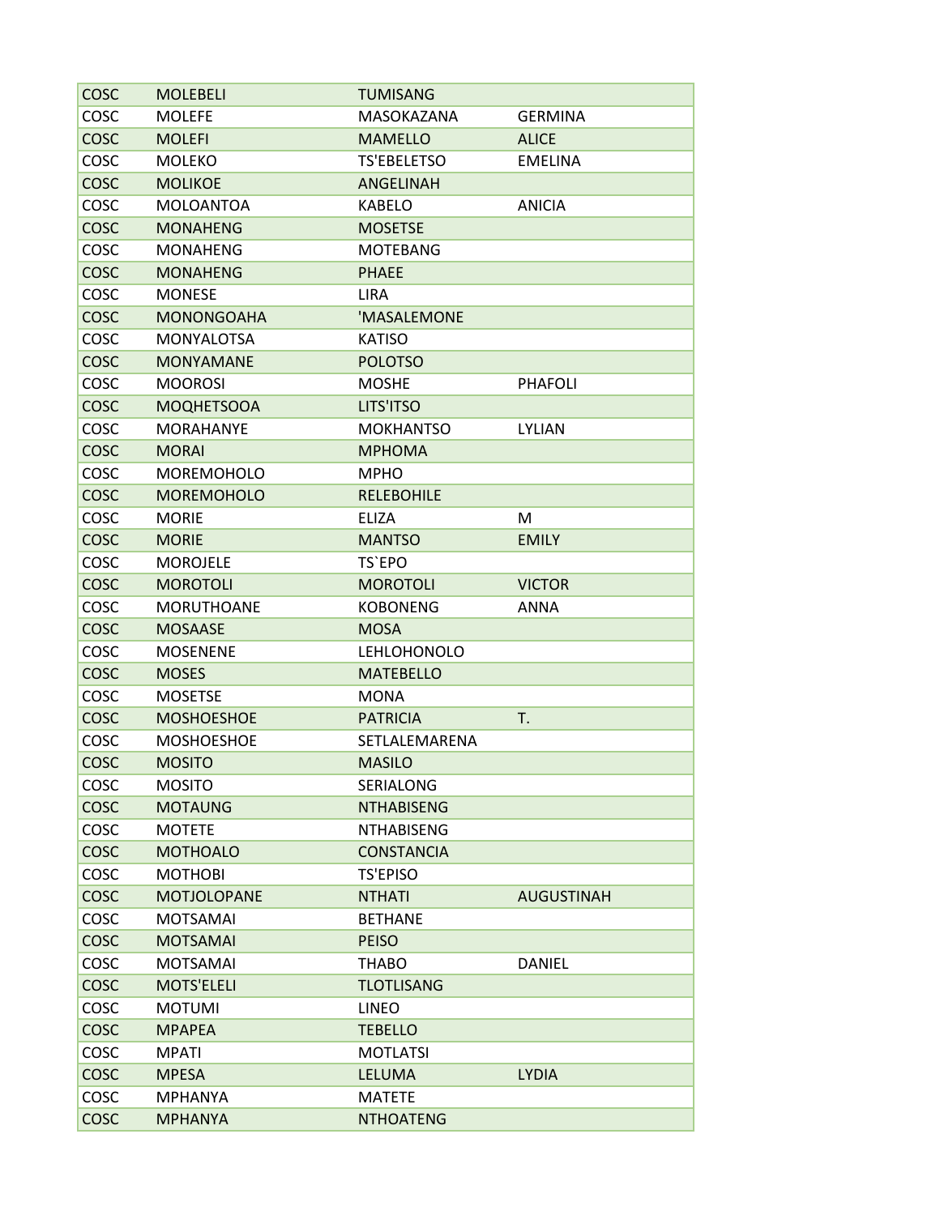| | | | |
|---|---|---|---|
| COSC | MOLEBELI | TUMISANG | |
| COSC | MOLEFE | MASOKAZANA | GERMINA |
| COSC | MOLEFI | MAMELLO | ALICE |
| COSC | MOLEKO | TS'EBELETSO | EMELINA |
| COSC | MOLIKOE | ANGELINAH | |
| COSC | MOLOANTOA | KABELO | ANICIA |
| COSC | MONAHENG | MOSETSE | |
| COSC | MONAHENG | MOTEBANG | |
| COSC | MONAHENG | PHAEE | |
| COSC | MONESE | LIRA | |
| COSC | MONONGOAHA | 'MASALEMONE | |
| COSC | MONYALOTSA | KATISO | |
| COSC | MONYAMANE | POLOTSO | |
| COSC | MOOROSI | MOSHE | PHAFOLI |
| COSC | MOQHETSOOA | LITS'ITSO | |
| COSC | MORAHANYE | MOKHANTSO | LYLIAN |
| COSC | MORAI | MPHOMA | |
| COSC | MOREMOHOLO | MPHO | |
| COSC | MOREMOHOLO | RELEBOHILE | |
| COSC | MORIE | ELIZA | M |
| COSC | MORIE | MANTSO | EMILY |
| COSC | MOROJELE | TS`EPO | |
| COSC | MOROTOLI | MOROTOLI | VICTOR |
| COSC | MORUTHOANE | KOBONENG | ANNA |
| COSC | MOSAASE | MOSA | |
| COSC | MOSENENE | LEHLOHONOLO | |
| COSC | MOSES | MATEBELLO | |
| COSC | MOSETSE | MONA | |
| COSC | MOSHOESHOE | PATRICIA | T. |
| COSC | MOSHOESHOE | SETLALEMARENA | |
| COSC | MOSITO | MASILO | |
| COSC | MOSITO | SERIALONG | |
| COSC | MOTAUNG | NTHABISENG | |
| COSC | MOTETE | NTHABISENG | |
| COSC | MOTHOALO | CONSTANCIA | |
| COSC | MOTHOBI | TS'EPISO | |
| COSC | MOTJOLOPANE | NTHATI | AUGUSTINAH |
| COSC | MOTSAMAI | BETHANE | |
| COSC | MOTSAMAI | PEISO | |
| COSC | MOTSAMAI | THABO | DANIEL |
| COSC | MOTS'ELELI | TLOTLISANG | |
| COSC | MOTUMI | LINEO | |
| COSC | MPAPEA | TEBELLO | |
| COSC | MPATI | MOTLATSI | |
| COSC | MPESA | LELUMA | LYDIA |
| COSC | MPHANYA | MATETE | |
| COSC | MPHANYA | NTHOATENG | |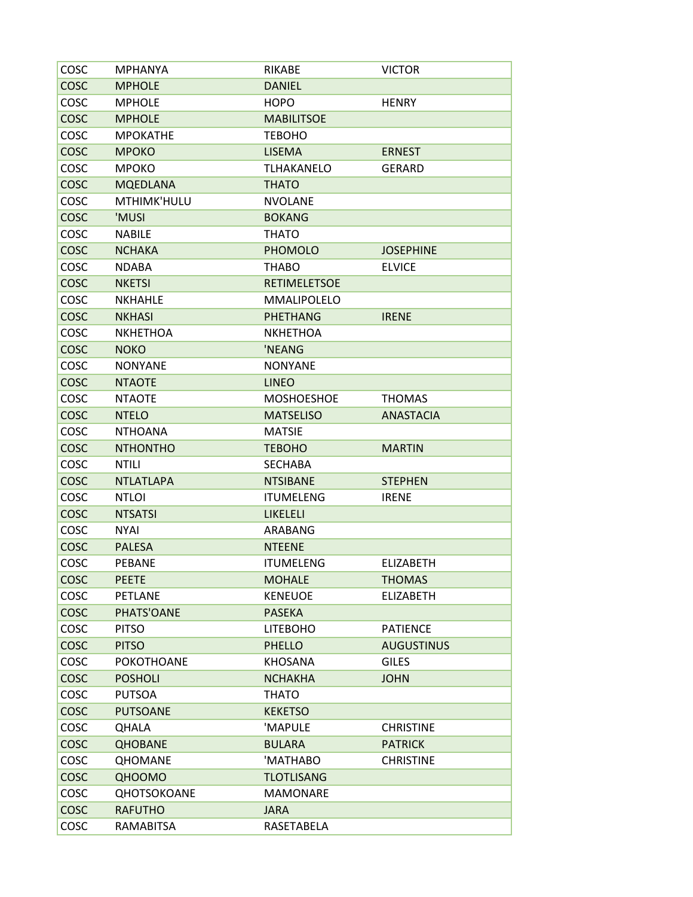| COSC | MPHANYA | RIKABE | VICTOR |
|---|---|---|---|
| COSC | MPHOLE | DANIEL | |
| COSC | MPHOLE | HOPO | HENRY |
| COSC | MPHOLE | MABILITSOE | |
| COSC | MPOKATHE | TEBOHO | |
| COSC | MPOKO | LISEMA | ERNEST |
| COSC | MPOKO | TLHAKANELO | GERARD |
| COSC | MQEDLANA | THATO | |
| COSC | MTHIMK'HULU | NVOLANE | |
| COSC | 'MUSI | BOKANG | |
| COSC | NABILE | THATO | |
| COSC | NCHAKA | PHOMOLO | JOSEPHINE |
| COSC | NDABA | THABO | ELVICE |
| COSC | NKETSI | RETIMELETSOE | |
| COSC | NKHAHLE | MMALIPOLELO | |
| COSC | NKHASI | PHETHANG | IRENE |
| COSC | NKHETHOA | NKHETHOA | |
| COSC | NOKO | 'NEANG | |
| COSC | NONYANE | NONYANE | |
| COSC | NTAOTE | LINEO | |
| COSC | NTAOTE | MOSHOESHOE | THOMAS |
| COSC | NTELO | MATSELISO | ANASTACIA |
| COSC | NTHOANA | MATSIE | |
| COSC | NTHONTHO | TEBOHO | MARTIN |
| COSC | NTILI | SECHABA | |
| COSC | NTLATLAPA | NTSIBANE | STEPHEN |
| COSC | NTLOI | ITUMELENG | IRENE |
| COSC | NTSATSI | LIKELELI | |
| COSC | NYAI | ARABANG | |
| COSC | PALESA | NTEENE | |
| COSC | PEBANE | ITUMELENG | ELIZABETH |
| COSC | PEETE | MOHALE | THOMAS |
| COSC | PETLANE | KENEUOE | ELIZABETH |
| COSC | PHATS'OANE | PASEKA | |
| COSC | PITSO | LITEBOHO | PATIENCE |
| COSC | PITSO | PHELLO | AUGUSTINUS |
| COSC | POKOTHOANE | KHOSANA | GILES |
| COSC | POSHOLI | NCHAKHA | JOHN |
| COSC | PUTSOA | THATO | |
| COSC | PUTSOANE | KEKETSO | |
| COSC | QHALA | 'MAPULE | CHRISTINE |
| COSC | QHOBANE | BULARA | PATRICK |
| COSC | QHOMANE | 'MATHABO | CHRISTINE |
| COSC | QHOOMO | TLOTLISANG | |
| COSC | QHOTSOKOANE | MAMONARE | |
| COSC | RAFUTHO | JARA | |
| COSC | RAMABITSA | RASETABELA | |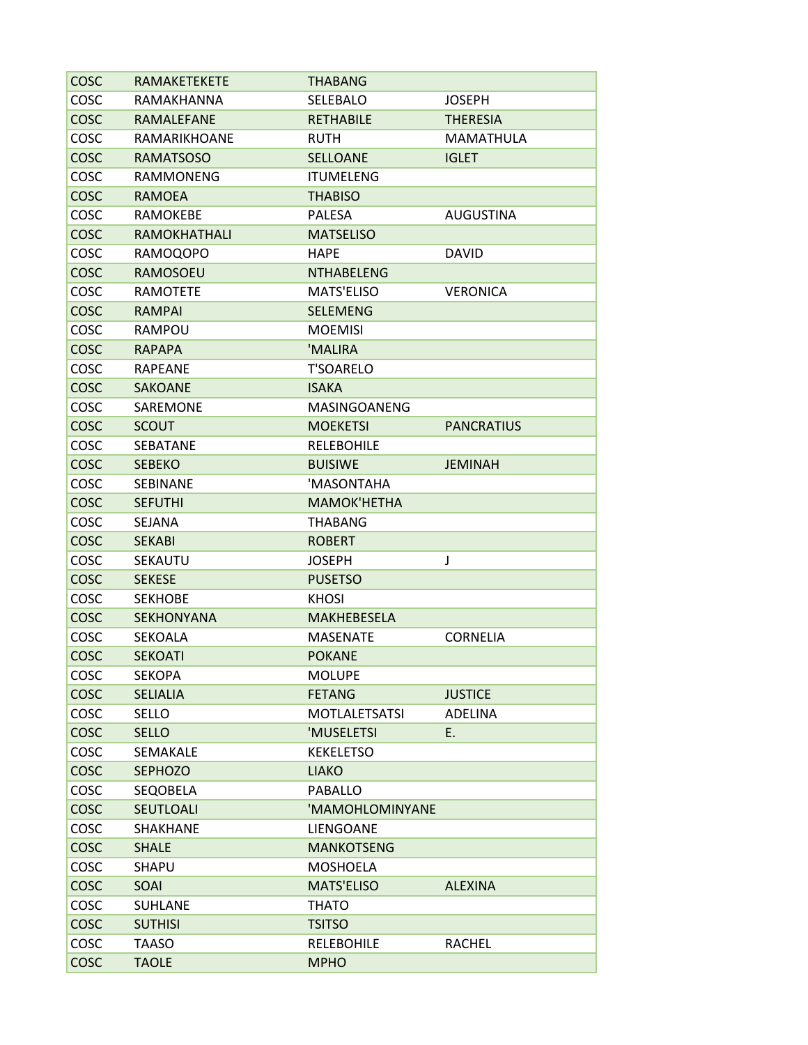| | | | |
|---|---|---|---|
| COSC | RAMAKETEKETE | THABANG | |
| COSC | RAMAKHANNA | SELEBALO | JOSEPH |
| COSC | RAMALEFANE | RETHABILE | THERESIA |
| COSC | RAMARIKHOANE | RUTH | MAMATHULA |
| COSC | RAMATSOSO | SELLOANE | IGLET |
| COSC | RAMMONENG | ITUMELENG | |
| COSC | RAMOEA | THABISO | |
| COSC | RAMOKEBE | PALESA | AUGUSTINA |
| COSC | RAMOKHATHALI | MATSELISO | |
| COSC | RAMOQOPO | HAPE | DAVID |
| COSC | RAMOSOEU | NTHABELENG | |
| COSC | RAMOTETE | MATS'ELISO | VERONICA |
| COSC | RAMPAI | SELEMENG | |
| COSC | RAMPOU | MOEMISI | |
| COSC | RAPAPA | 'MALIRA | |
| COSC | RAPEANE | T'SOARELO | |
| COSC | SAKOANE | ISAKA | |
| COSC | SAREMONE | MASINGOANENG | |
| COSC | SCOUT | MOEKETSI | PANCRATIUS |
| COSC | SEBATANE | RELEBOHILE | |
| COSC | SEBEKO | BUISIWE | JEMINAH |
| COSC | SEBINANE | 'MASONTAHA | |
| COSC | SEFUTHI | MAMOK'HETHA | |
| COSC | SEJANA | THABANG | |
| COSC | SEKABI | ROBERT | |
| COSC | SEKAUTU | JOSEPH | J |
| COSC | SEKESE | PUSETSO | |
| COSC | SEKHOBE | KHOSI | |
| COSC | SEKHONYANA | MAKHEBESELA | |
| COSC | SEKOALA | MASENATE | CORNELIA |
| COSC | SEKOATI | POKANE | |
| COSC | SEKOPA | MOLUPE | |
| COSC | SELIALIA | FETANG | JUSTICE |
| COSC | SELLO | MOTLALETSATSI | ADELINA |
| COSC | SELLO | 'MUSELETSI | E. |
| COSC | SEMAKALE | KEKELETSO | |
| COSC | SEPHOZO | LIAKO | |
| COSC | SEQOBELA | PABALLO | |
| COSC | SEUTLOALI | 'MAMOHLOMINYANE | |
| COSC | SHAKHANE | LIENGOANE | |
| COSC | SHALE | MANKOTSENG | |
| COSC | SHAPU | MOSHOELA | |
| COSC | SOAI | MATS'ELISO | ALEXINA |
| COSC | SUHLANE | THATO | |
| COSC | SUTHISI | TSITSO | |
| COSC | TAASO | RELEBOHILE | RACHEL |
| COSC | TAOLE | MPHO | |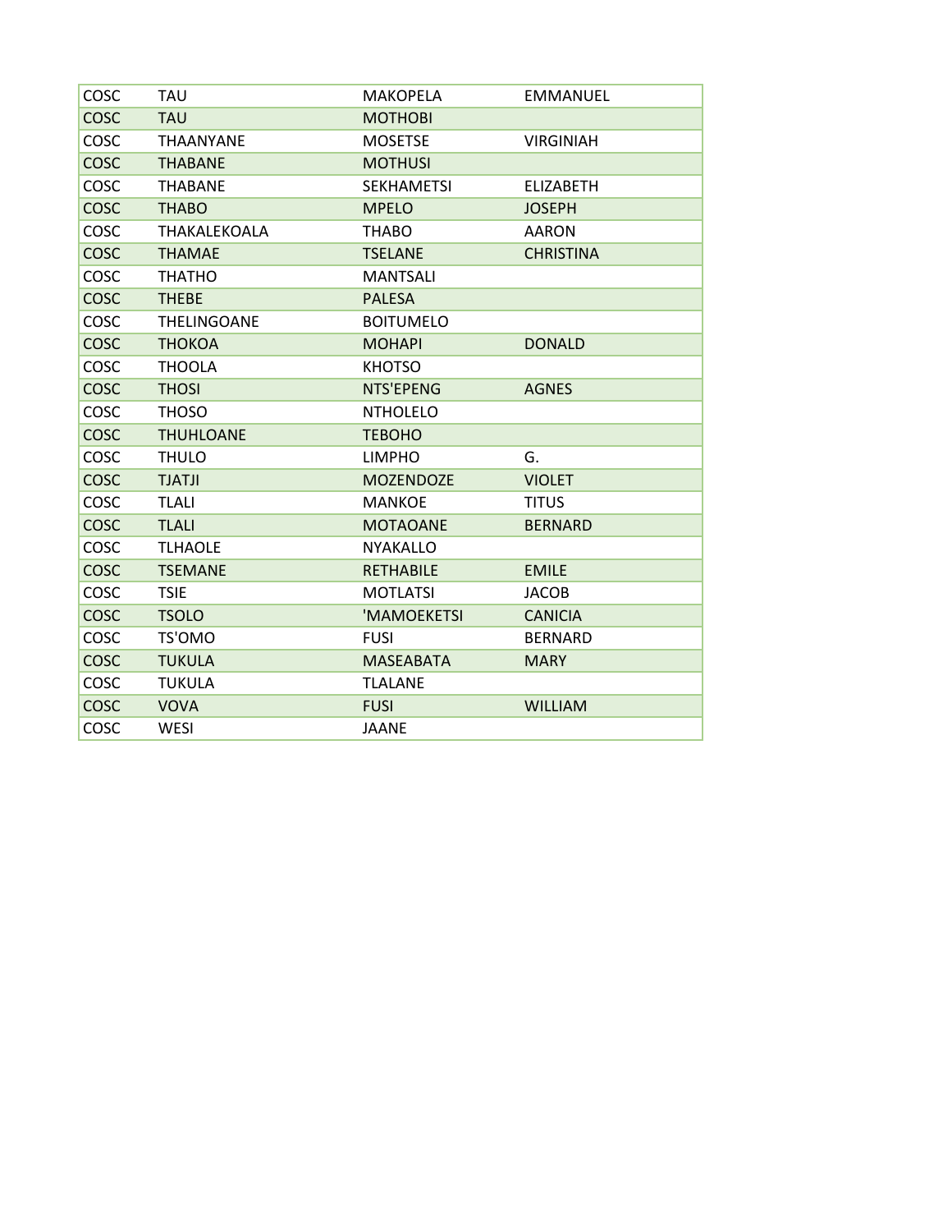| | | | |
|---|---|---|---|
| COSC | TAU | MAKOPELA | EMMANUEL |
| COSC | TAU | MOTHOBI | |
| COSC | THAANYANE | MOSETSE | VIRGINIAH |
| COSC | THABANE | MOTHUSI | |
| COSC | THABANE | SEKHAMETSI | ELIZABETH |
| COSC | THABO | MPELO | JOSEPH |
| COSC | THAKALEKOALA | THABO | AARON |
| COSC | THAMAE | TSELANE | CHRISTINA |
| COSC | THATHO | MANTSALI | |
| COSC | THEBE | PALESA | |
| COSC | THELINGOANE | BOITUMELO | |
| COSC | THOKOA | MOHAPI | DONALD |
| COSC | THOOLA | KHOTSO | |
| COSC | THOSI | NTS'EPENG | AGNES |
| COSC | THOSO | NTHOLELO | |
| COSC | THUHLOANE | TEBOHO | |
| COSC | THULO | LIMPHO | G. |
| COSC | TJATJI | MOZENDOZE | VIOLET |
| COSC | TLALI | MANKOE | TITUS |
| COSC | TLALI | MOTAOANE | BERNARD |
| COSC | TLHAOLE | NYAKALLO | |
| COSC | TSEMANE | RETHABILE | EMILE |
| COSC | TSIE | MOTLATSI | JACOB |
| COSC | TSOLO | 'MAMOEKETSI | CANICIA |
| COSC | TS'OMO | FUSI | BERNARD |
| COSC | TUKULA | MASEABATA | MARY |
| COSC | TUKULA | TLALANE | |
| COSC | VOVA | FUSI | WILLIAM |
| COSC | WESI | JAANE | |